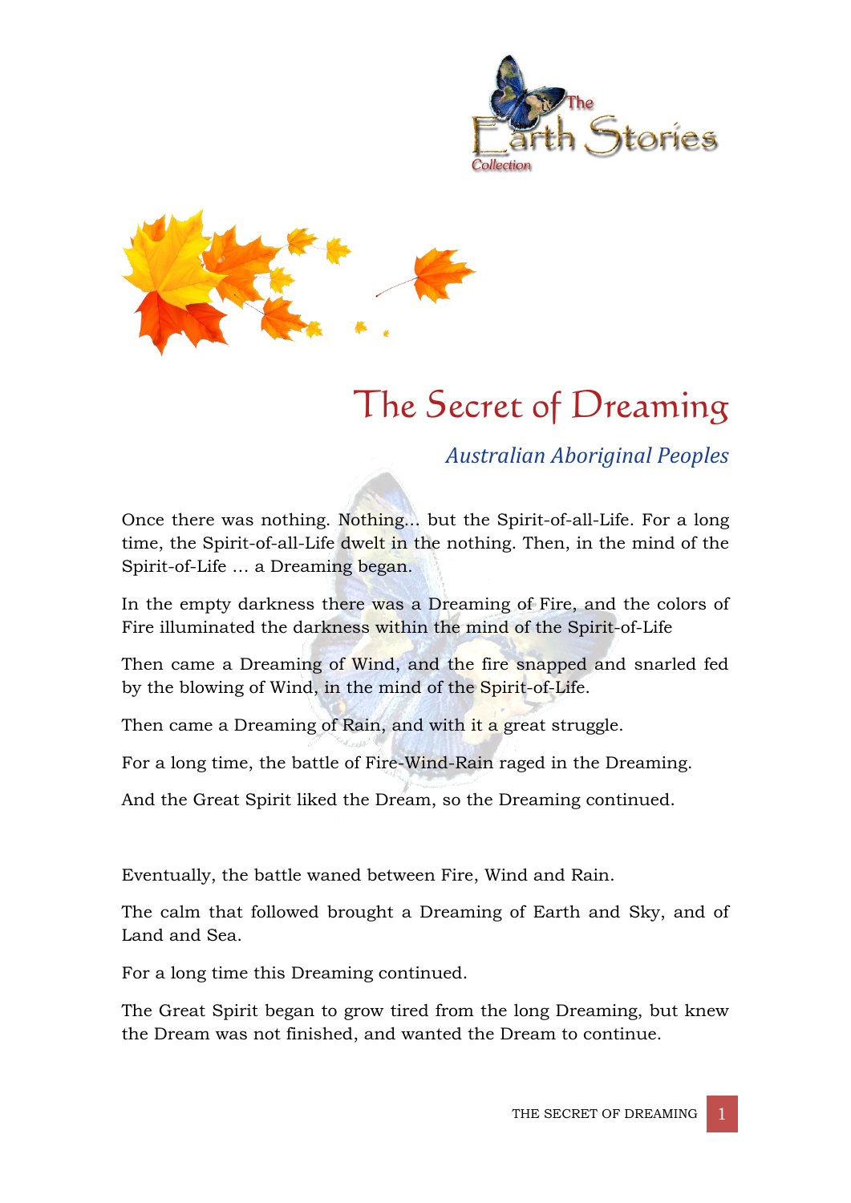# The Secret of Dreaming

*Australian Aboriginal Peoples*

Once there was nothing. Nothing... but the Spirit-of-all-Life. For a long time, the Spirit-of-all-Life dwelt in the nothing. Then, in the mind of the Spirit-of-Life … a Dreaming began.

In the empty darkness there was a Dreaming of Fire, and the colors of Fire illuminated the darkness within the mind of the Spirit-of-Life

Then came a Dreaming of Wind, and the fire snapped and snarled fed by the blowing of Wind, in the mind of the Spirit-of-Life.

Then came a Dreaming of Rain, and with it a great struggle.

For a long time, the battle of Fire-Wind-Rain raged in the Dreaming.

And the Great Spirit liked the Dream, so the Dreaming continued.

Eventually, the battle waned between Fire, Wind and Rain.

The calm that followed brought a Dreaming of Earth and Sky, and of Land and Sea.

For a long time this Dreaming continued.

The Great Spirit began to grow tired from the long Dreaming, but knew the Dream was not finished, and wanted the Dream to continue.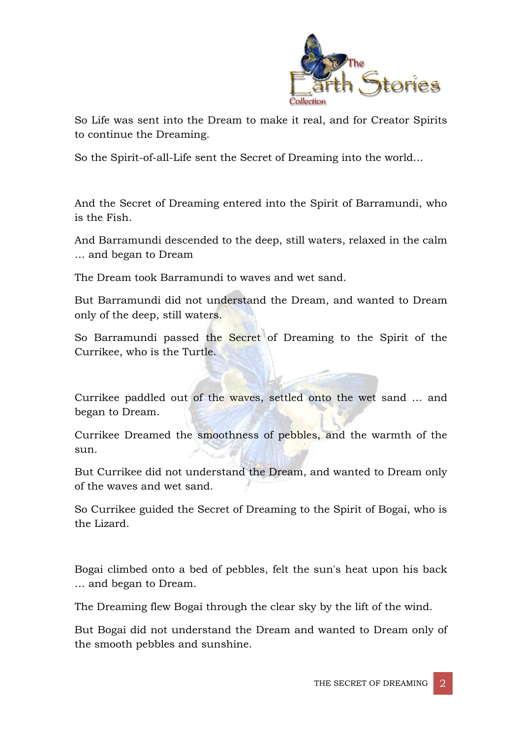So Life was sent into the Dream to make it real, and for Creator Spirits to continue the Dreaming.

So the Spirit-of-all-Life sent the Secret of Dreaming into the world…

And the Secret of Dreaming entered into the Spirit of Barramundi, who is the Fish.

And Barramundi descended to the deep, still waters, relaxed in the calm … and began to Dream

The Dream took Barramundi to waves and wet sand.

But Barramundi did not understand the Dream, and wanted to Dream only of the deep, still waters.

So Barramundi passed the Secret of Dreaming to the Spirit of the Currikee, who is the Turtle.

Currikee paddled out of the waves, settled onto the wet sand … and began to Dream.

Currikee Dreamed the smoothness of pebbles, and the warmth of the sun.

But Currikee did not understand the Dream, and wanted to Dream only of the waves and wet sand.

So Currikee guided the Secret of Dreaming to the Spirit of Bogai, who is the Lizard.

Bogai climbed onto a bed of pebbles, felt the sun's heat upon his back … and began to Dream.

The Dreaming flew Bogai through the clear sky by the lift of the wind.

But Bogai did not understand the Dream and wanted to Dream only of the smooth pebbles and sunshine.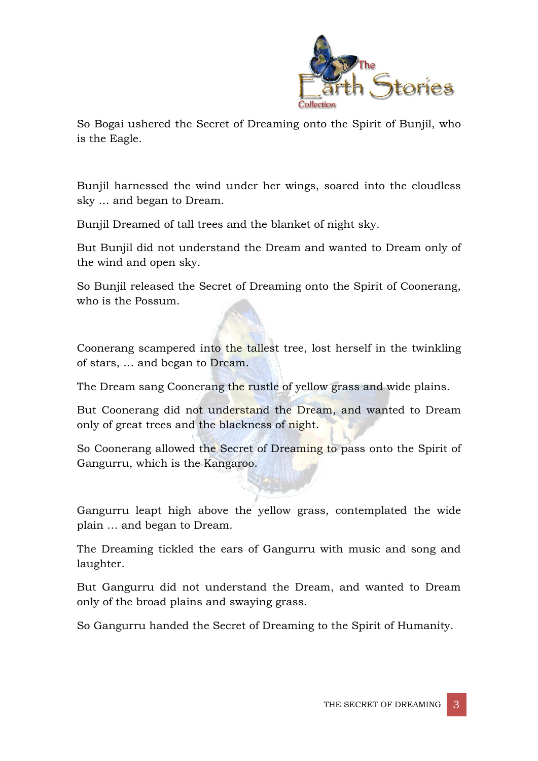So Bogai ushered the Secret of Dreaming onto the Spirit of Bunjil, who is the Eagle.

Bunjil harnessed the wind under her wings, soared into the cloudless sky … and began to Dream.

Bunjil Dreamed of tall trees and the blanket of night sky.

But Bunjil did not understand the Dream and wanted to Dream only of the wind and open sky.

So Bunjil released the Secret of Dreaming onto the Spirit of Coonerang, who is the Possum.

Coonerang scampered into the tallest tree, lost herself in the twinkling of stars, … and began to Dream.

The Dream sang Coonerang the rustle of yellow grass and wide plains.

But Coonerang did not understand the Dream, and wanted to Dream only of great trees and the blackness of night.

So Coonerang allowed the Secret of Dreaming to pass onto the Spirit of Gangurru, which is the Kangaroo.

Gangurru leapt high above the yellow grass, contemplated the wide plain … and began to Dream.

The Dreaming tickled the ears of Gangurru with music and song and laughter.

But Gangurru did not understand the Dream, and wanted to Dream only of the broad plains and swaying grass.

So Gangurru handed the Secret of Dreaming to the Spirit of Humanity.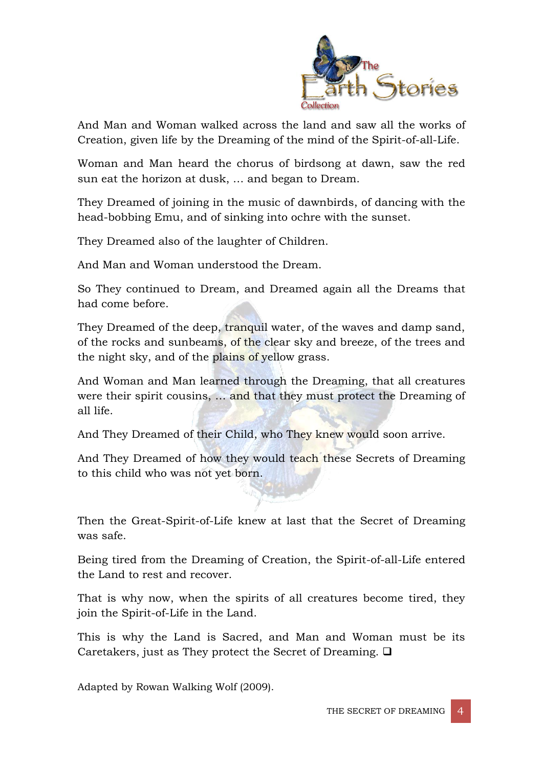And Man and Woman walked across the land and saw all the works of Creation, given life by the Dreaming of the mind of the Spirit-of-all-Life.

Woman and Man heard the chorus of birdsong at dawn, saw the red sun eat the horizon at dusk, … and began to Dream.

They Dreamed of joining in the music of dawnbirds, of dancing with the head-bobbing Emu, and of sinking into ochre with the sunset.

They Dreamed also of the laughter of Children.

And Man and Woman understood the Dream.

So They continued to Dream, and Dreamed again all the Dreams that had come before.

They Dreamed of the deep, tranquil water, of the waves and damp sand, of the rocks and sunbeams, of the clear sky and breeze, of the trees and the night sky, and of the plains of yellow grass.

And Woman and Man learned through the Dreaming, that all creatures were their spirit cousins, … and that they must protect the Dreaming of all life.

And They Dreamed of their Child, who They knew would soon arrive.

And They Dreamed of how they would teach these Secrets of Dreaming to this child who was not yet born.

Then the Great-Spirit-of-Life knew at last that the Secret of Dreaming was safe.

Being tired from the Dreaming of Creation, the Spirit-of-all-Life entered the Land to rest and recover.

That is why now, when the spirits of all creatures become tired, they join the Spirit-of-Life in the Land.

This is why the Land is Sacred, and Man and Woman must be its Caretakers, just as They protect the Secret of Dreaming. ❑

Adapted by Rowan Walking Wolf (2009).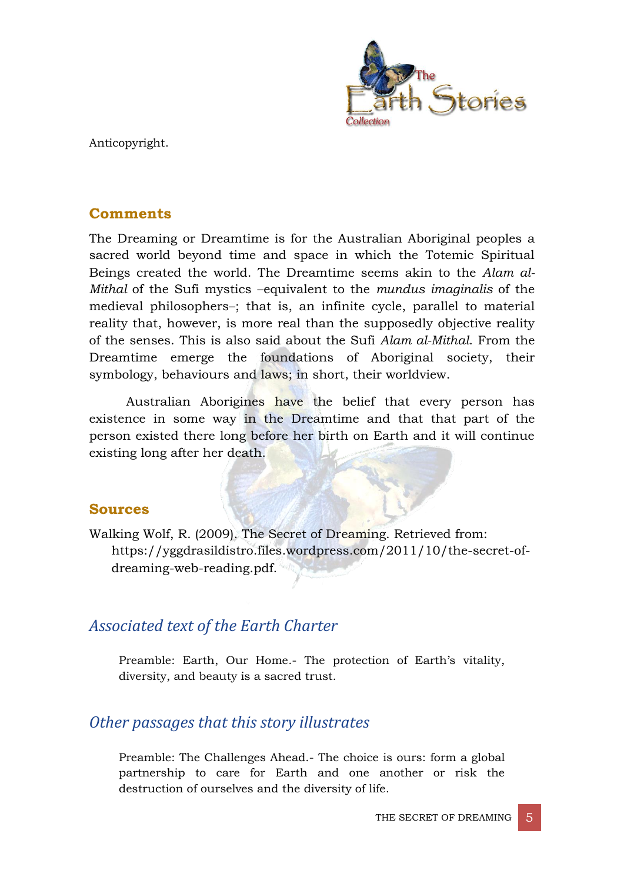Anticopyright.

## Comments

The Dreaming or Dreamtime is for the Australian Aboriginal peoples a sacred world beyond time and space in which the Totemic Spiritual Beings created the world. The Dreamtime seems akin to the *Alam al-Mithal* of the Sufi mystics –equivalent to the *mundus imaginalis* of the medieval philosophers–; that is, an infinite cycle, parallel to material reality that, however, is more real than the supposedly objective reality of the senses. This is also said about the Sufi *Alam al-Mithal*. From the Dreamtime emerge the foundations of Aboriginal society, their symbology, behaviours and laws; in short, their worldview.

Australian Aborigines have the belief that every person has existence in some way in the Dreamtime and that that part of the person existed there long before her birth on Earth and it will continue existing long after her death.

## Sources

Walking Wolf, R. (2009). The Secret of Dreaming. Retrieved from: https://yggdrasildistro.files.wordpress.com/2011/10/the-secret-of-dreaming-web-reading.pdf.

## *Associated text of the Earth Charter*

Preamble: Earth, Our Home.- The protection of Earth's vitality, diversity, and beauty is a sacred trust.

## *Other passages that this story illustrates*

Preamble: The Challenges Ahead.- The choice is ours: form a global partnership to care for Earth and one another or risk the destruction of ourselves and the diversity of life.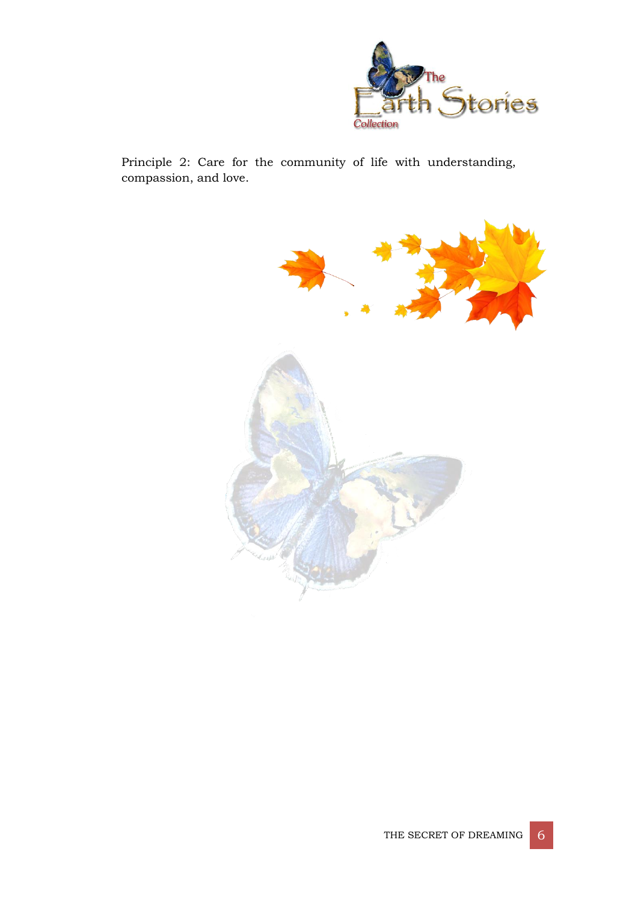Principle 2: Care for the community of life with understanding, compassion, and love.